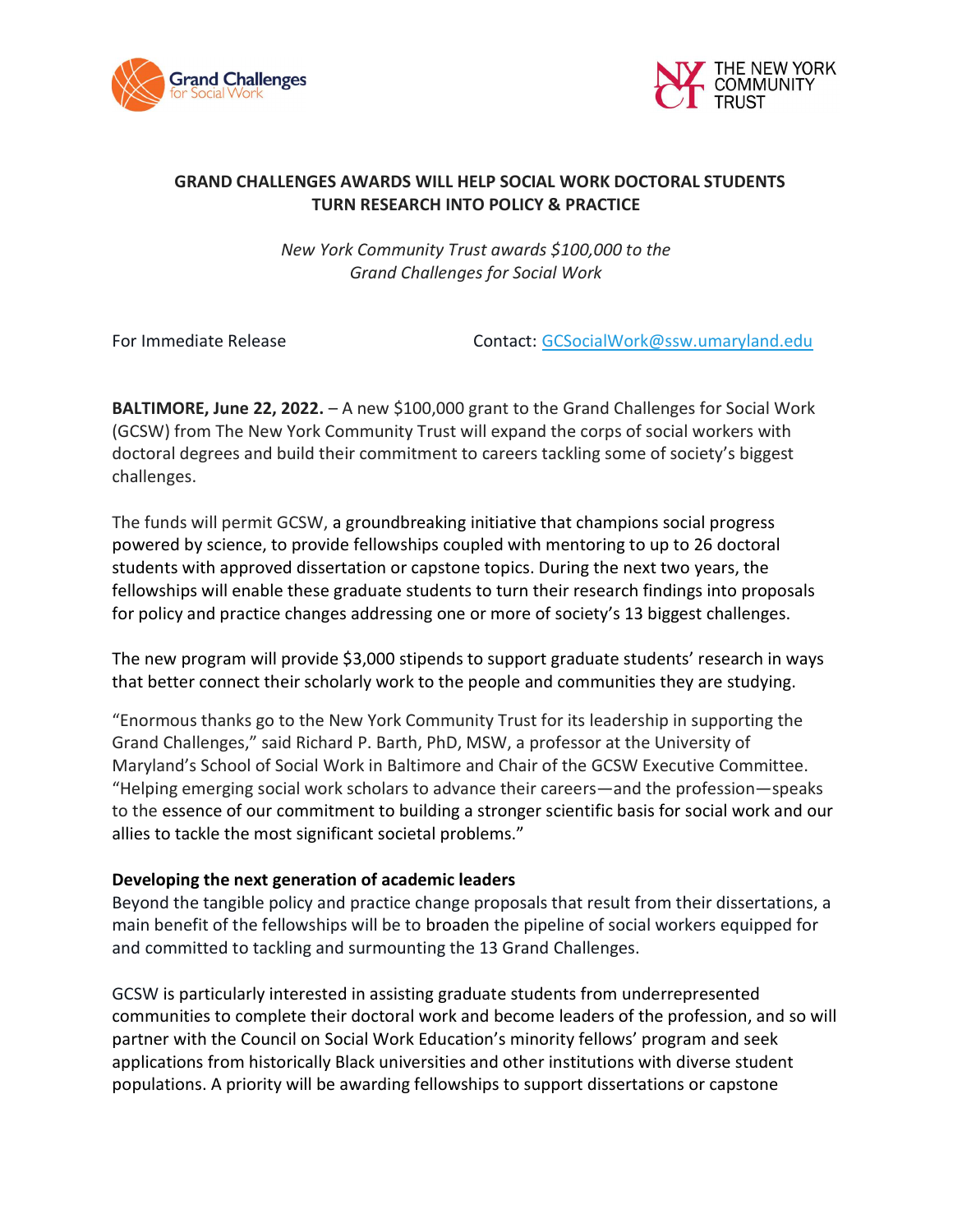**GRAND CHALLENGES AWARDS WILL HELP SOCIAL WORK DOCTORAL STUDENTS TURN RESEARCH INTO POLICY & PRACTICE**

*New York Community Trust awards $100,000 to the Grand Challenges for Social Work*

For Immediate Release

Contact: GCSocialWork@ssw.umaryland.edu

**BALTIMORE, June 22, 2022.** – A new $100,000 grant to the Grand Challenges for Social Work (GCSW) from The New York Community Trust will expand the corps of social workers with doctoral degrees and build their commitment to careers tackling some of society's biggest challenges.

The funds will permit GCSW, a groundbreaking initiative that champions social progress powered by science, to provide fellowships coupled with mentoring to up to 26 doctoral students with approved dissertation or capstone topics. During the next two years, the fellowships will enable these graduate students to turn their research findings into proposals for policy and practice changes addressing one or more of society's 13 biggest challenges.

The new program will provide $3,000 stipends to support graduate students' research in ways that better connect their scholarly work to the people and communities they are studying.

"Enormous thanks go to the New York Community Trust for its leadership in supporting the Grand Challenges," said Richard P. Barth, PhD, MSW, a professor at the University of Maryland's School of Social Work in Baltimore and Chair of the GCSW Executive Committee. "Helping emerging social work scholars to advance their careers—and the profession—speaks to the essence of our commitment to building a stronger scientific basis for social work and our allies to tackle the most significant societal problems."

**Developing the next generation of academic leaders**

Beyond the tangible policy and practice change proposals that result from their dissertations, a main benefit of the fellowships will be to broaden the pipeline of social workers equipped for and committed to tackling and surmounting the 13 Grand Challenges.

GCSW is particularly interested in assisting graduate students from underrepresented communities to complete their doctoral work and become leaders of the profession, and so will partner with the Council on Social Work Education's minority fellows' program and seek applications from historically Black universities and other institutions with diverse student populations. A priority will be awarding fellowships to support dissertations or capstone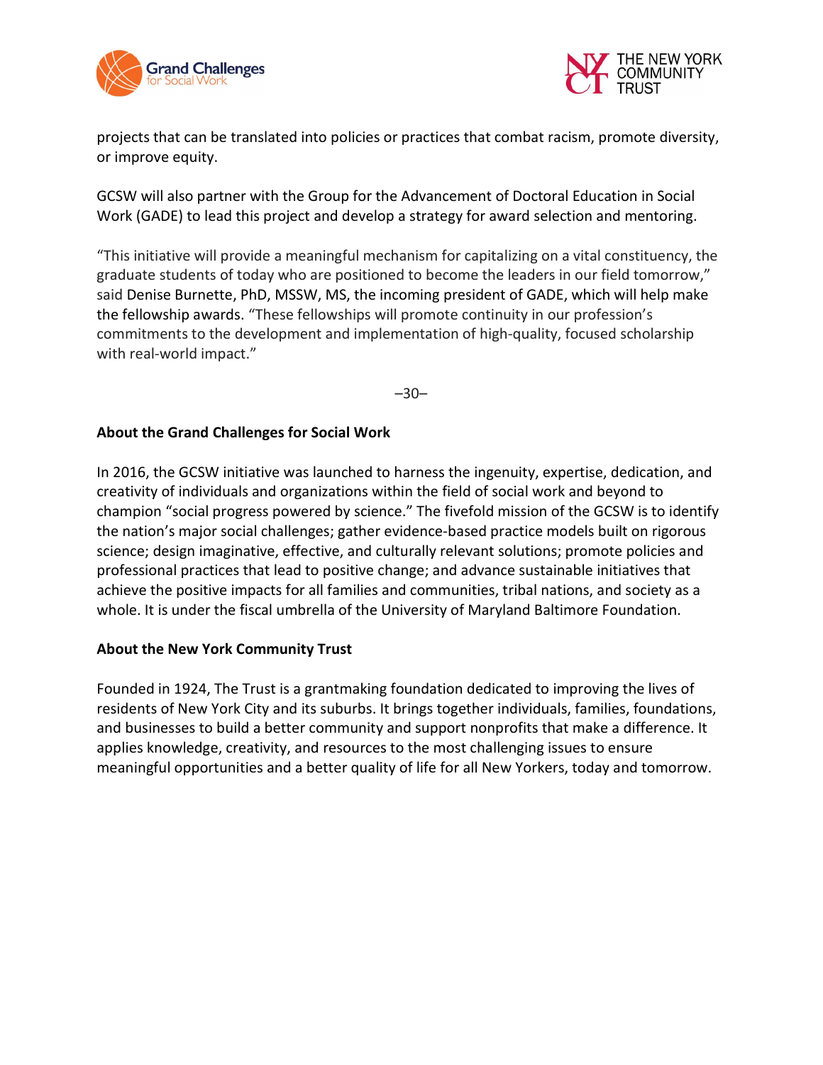projects that can be translated into policies or practices that combat racism, promote diversity, or improve equity.

GCSW will also partner with the Group for the Advancement of Doctoral Education in Social Work (GADE) to lead this project and develop a strategy for award selection and mentoring.

"This initiative will provide a meaningful mechanism for capitalizing on a vital constituency, the graduate students of today who are positioned to become the leaders in our field tomorrow," said Denise Burnette, PhD, MSSW, MS, the incoming president of GADE, which will help make the fellowship awards. "These fellowships will promote continuity in our profession's commitments to the development and implementation of high-quality, focused scholarship with real-world impact."

–30–

**About the Grand Challenges for Social Work**

In 2016, the GCSW initiative was launched to harness the ingenuity, expertise, dedication, and creativity of individuals and organizations within the field of social work and beyond to champion "social progress powered by science." The fivefold mission of the GCSW is to identify the nation's major social challenges; gather evidence-based practice models built on rigorous science; design imaginative, effective, and culturally relevant solutions; promote policies and professional practices that lead to positive change; and advance sustainable initiatives that achieve the positive impacts for all families and communities, tribal nations, and society as a whole. It is under the fiscal umbrella of the University of Maryland Baltimore Foundation.

**About the New York Community Trust**

Founded in 1924, The Trust is a grantmaking foundation dedicated to improving the lives of residents of New York City and its suburbs. It brings together individuals, families, foundations, and businesses to build a better community and support nonprofits that make a difference. It applies knowledge, creativity, and resources to the most challenging issues to ensure meaningful opportunities and a better quality of life for all New Yorkers, today and tomorrow.